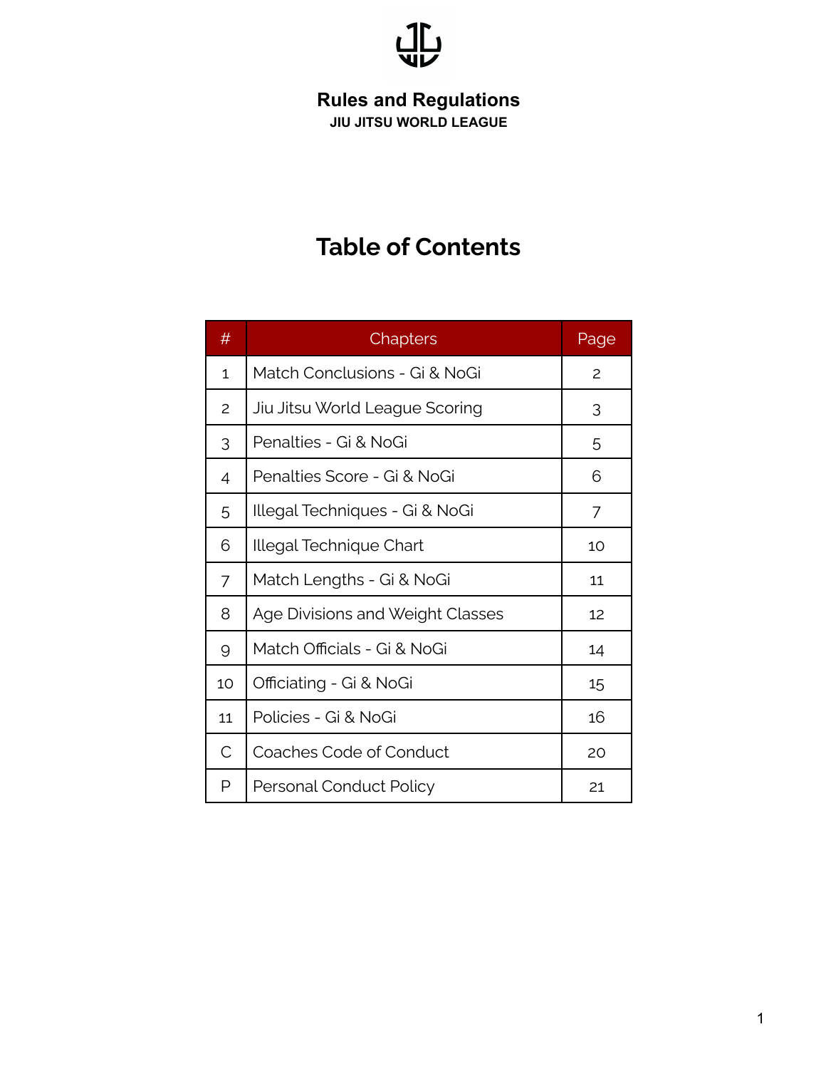# Rules and Regulations

**JIU JITSU WORLD LEAGUE**

## Table of Contents

| # | Chapters | Page |
|---|---|---|
| 1 | Match Conclusions - Gi & NoGi | 2 |
| 2 | Jiu Jitsu World League Scoring | 3 |
| 3 | Penalties - Gi & NoGi | 5 |
| 4 | Penalties Score - Gi & NoGi | 6 |
| 5 | Illegal Techniques - Gi & NoGi | 7 |
| 6 | Illegal Technique Chart | 10 |
| 7 | Match Lengths - Gi & NoGi | 11 |
| 8 | Age Divisions and Weight Classes | 12 |
| 9 | Match Officials - Gi & NoGi | 14 |
| 10 | Officiating - Gi & NoGi | 15 |
| 11 | Policies - Gi & NoGi | 16 |
| C | Coaches Code of Conduct | 20 |
| P | Personal Conduct Policy | 21 |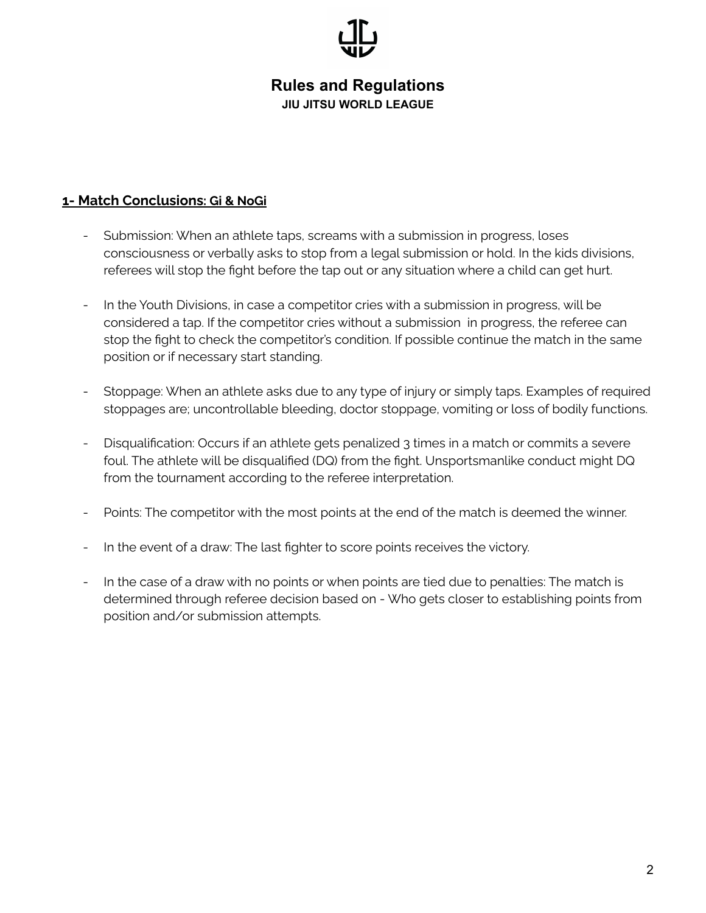## **1- Match Conclusions: Gi & NoGi**

- Submission: When an athlete taps, screams with a submission in progress, loses consciousness or verbally asks to stop from a legal submission or hold. In the kids divisions, referees will stop the fight before the tap out or any situation where a child can get hurt.

- In the Youth Divisions, in case a competitor cries with a submission in progress, will be considered a tap. If the competitor cries without a submission in progress, the referee can stop the fight to check the competitor's condition. If possible continue the match in the same position or if necessary start standing.

- Stoppage: When an athlete asks due to any type of injury or simply taps. Examples of required stoppages are; uncontrollable bleeding, doctor stoppage, vomiting or loss of bodily functions.

- Disqualification: Occurs if an athlete gets penalized 3 times in a match or commits a severe foul. The athlete will be disqualified (DQ) from the fight. Unsportsmanlike conduct might DQ from the tournament according to the referee interpretation.

- Points: The competitor with the most points at the end of the match is deemed the winner.

- In the event of a draw: The last fighter to score points receives the victory.

- In the case of a draw with no points or when points are tied due to penalties: The match is determined through referee decision based on - Who gets closer to establishing points from position and/or submission attempts.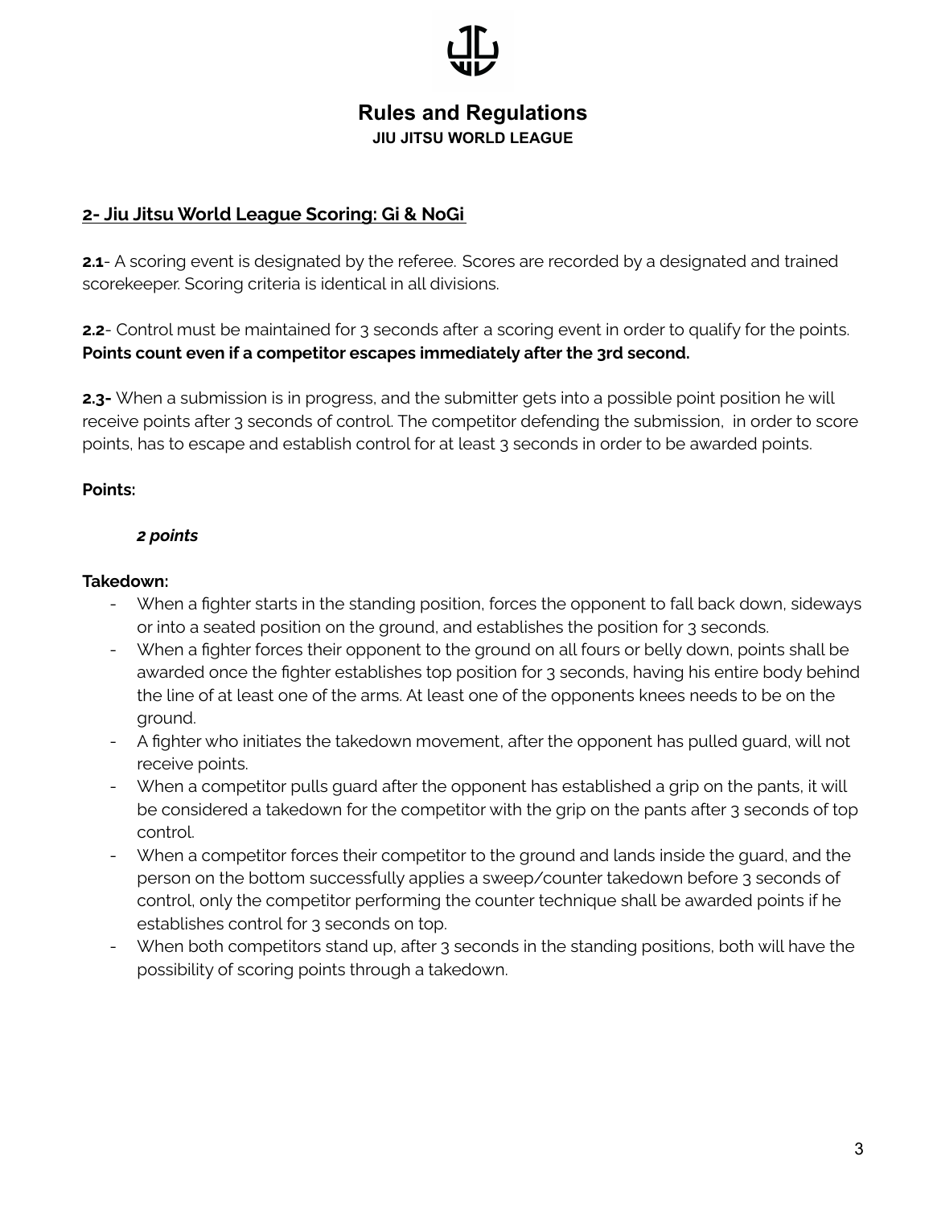# Rules and Regulations

**JIU JITSU WORLD LEAGUE**

## 2- Jiu Jitsu World League Scoring: Gi & NoGi

**2.1**- A scoring event is designated by the referee. Scores are recorded by a designated and trained scorekeeper. Scoring criteria is identical in all divisions.

**2.2**- Control must be maintained for 3 seconds after a scoring event in order to qualify for the points. **Points count even if a competitor escapes immediately after the 3rd second.**

**2.3-** When a submission is in progress, and the submitter gets into a possible point position he will receive points after 3 seconds of control. The competitor defending the submission, in order to score points, has to escape and establish control for at least 3 seconds in order to be awarded points.

**Points:**

***2 points***

**Takedown:**

- When a fighter starts in the standing position, forces the opponent to fall back down, sideways or into a seated position on the ground, and establishes the position for 3 seconds.
- When a fighter forces their opponent to the ground on all fours or belly down, points shall be awarded once the fighter establishes top position for 3 seconds, having his entire body behind the line of at least one of the arms. At least one of the opponents knees needs to be on the ground.
- A fighter who initiates the takedown movement, after the opponent has pulled guard, will not receive points.
- When a competitor pulls guard after the opponent has established a grip on the pants, it will be considered a takedown for the competitor with the grip on the pants after 3 seconds of top control.
- When a competitor forces their competitor to the ground and lands inside the guard, and the person on the bottom successfully applies a sweep/counter takedown before 3 seconds of control, only the competitor performing the counter technique shall be awarded points if he establishes control for 3 seconds on top.
- When both competitors stand up, after 3 seconds in the standing positions, both will have the possibility of scoring points through a takedown.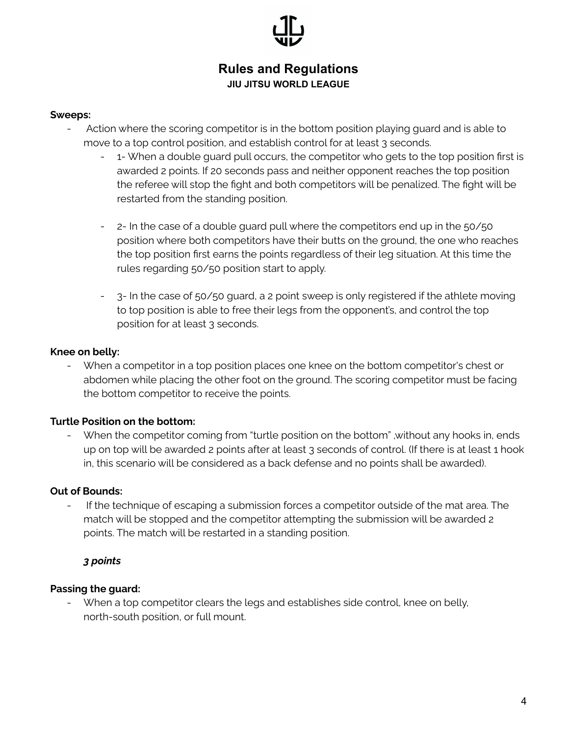**Sweeps:**

- Action where the scoring competitor is in the bottom position playing guard and is able to move to a top control position, and establish control for at least 3 seconds.
  - 1- When a double guard pull occurs, the competitor who gets to the top position first is awarded 2 points. If 20 seconds pass and neither opponent reaches the top position the referee will stop the fight and both competitors will be penalized. The fight will be restarted from the standing position.
  - 2- In the case of a double guard pull where the competitors end up in the 50/50 position where both competitors have their butts on the ground, the one who reaches the top position first earns the points regardless of their leg situation. At this time the rules regarding 50/50 position start to apply.
  - 3- In the case of 50/50 guard, a 2 point sweep is only registered if the athlete moving to top position is able to free their legs from the opponent's, and control the top position for at least 3 seconds.

**Knee on belly:**

- When a competitor in a top position places one knee on the bottom competitor's chest or abdomen while placing the other foot on the ground. The scoring competitor must be facing the bottom competitor to receive the points.

**Turtle Position on the bottom:**

- When the competitor coming from "turtle position on the bottom" ,without any hooks in, ends up on top will be awarded 2 points after at least 3 seconds of control. (If there is at least 1 hook in, this scenario will be considered as a back defense and no points shall be awarded).

**Out of Bounds:**

- If the technique of escaping a submission forces a competitor outside of the mat area. The match will be stopped and the competitor attempting the submission will be awarded 2 points. The match will be restarted in a standing position.

***3 points***

**Passing the guard:**

- When a top competitor clears the legs and establishes side control, knee on belly, north-south position, or full mount.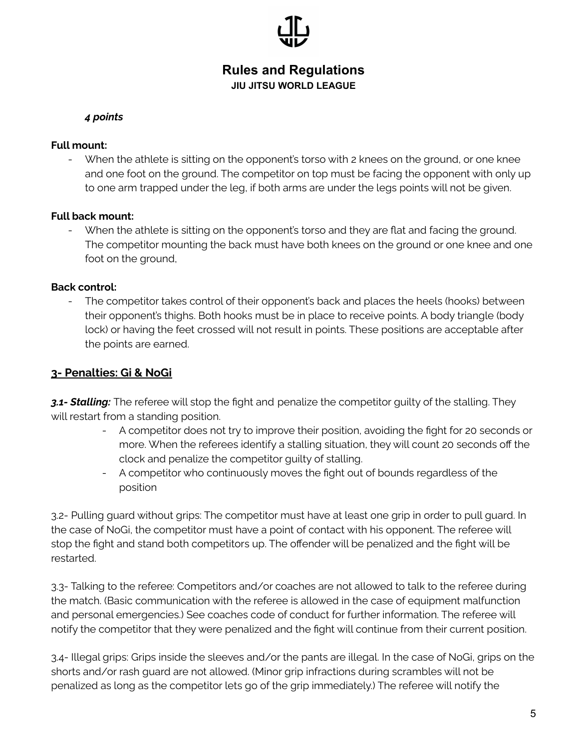***4 points***

**Full mount:**

- When the athlete is sitting on the opponent's torso with 2 knees on the ground, or one knee and one foot on the ground. The competitor on top must be facing the opponent with only up to one arm trapped under the leg, if both arms are under the legs points will not be given.

**Full back mount:**

- When the athlete is sitting on the opponent's torso and they are flat and facing the ground. The competitor mounting the back must have both knees on the ground or one knee and one foot on the ground,

**Back control:**

- The competitor takes control of their opponent's back and places the heels (hooks) between their opponent's thighs. Both hooks must be in place to receive points. A body triangle (body lock) or having the feet crossed will not result in points. These positions are acceptable after the points are earned.

## 3- Penalties: Gi & NoGi

***3.1- Stalling:*** The referee will stop the fight and penalize the competitor guilty of the stalling. They will restart from a standing position.

- A competitor does not try to improve their position, avoiding the fight for 20 seconds or more. When the referees identify a stalling situation, they will count 20 seconds off the clock and penalize the competitor guilty of stalling.
- A competitor who continuously moves the fight out of bounds regardless of the position

3.2- Pulling guard without grips: The competitor must have at least one grip in order to pull guard. In the case of NoGi, the competitor must have a point of contact with his opponent. The referee will stop the fight and stand both competitors up. The offender will be penalized and the fight will be restarted.

3.3- Talking to the referee: Competitors and/or coaches are not allowed to talk to the referee during the match. (Basic communication with the referee is allowed in the case of equipment malfunction and personal emergencies.) See coaches code of conduct for further information. The referee will notify the competitor that they were penalized and the fight will continue from their current position.

3.4- Illegal grips: Grips inside the sleeves and/or the pants are illegal. In the case of NoGi, grips on the shorts and/or rash guard are not allowed. (Minor grip infractions during scrambles will not be penalized as long as the competitor lets go of the grip immediately.) The referee will notify the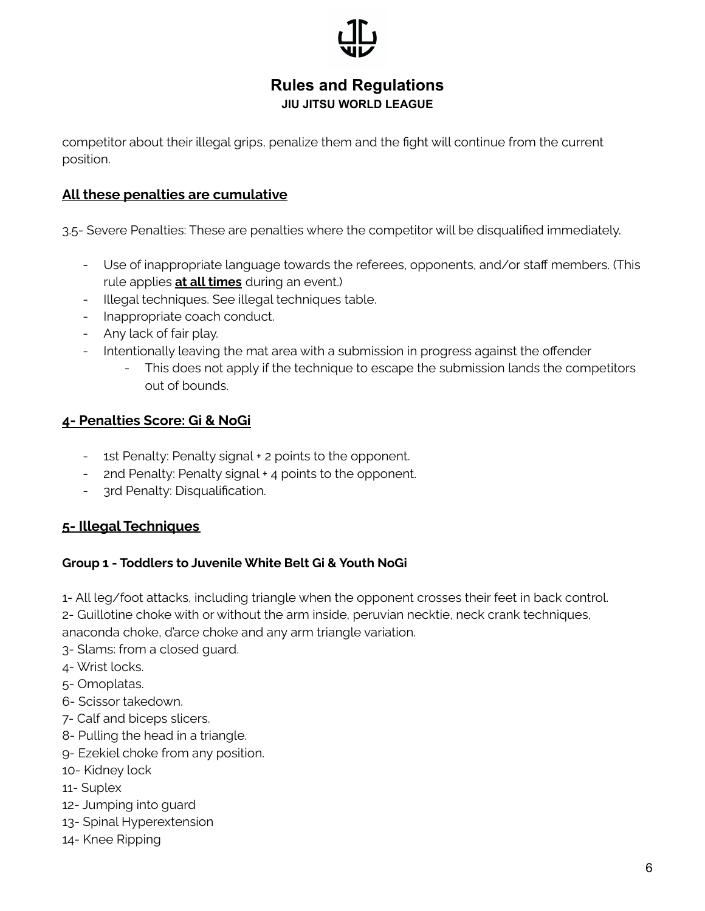competitor about their illegal grips, penalize them and the fight will continue from the current position.

## **All these penalties are cumulative**

3.5- Severe Penalties: These are penalties where the competitor will be disqualified immediately.

- Use of inappropriate language towards the referees, opponents, and/or staff members. (This rule applies **at all times** during an event.)
- Illegal techniques. See illegal techniques table.
- Inappropriate coach conduct.
- Any lack of fair play.
- Intentionally leaving the mat area with a submission in progress against the offender
  - This does not apply if the technique to escape the submission lands the competitors out of bounds.

## 4- Penalties Score: Gi & NoGi

- 1st Penalty: Penalty signal + 2 points to the opponent.
- 2nd Penalty: Penalty signal + 4 points to the opponent.
- 3rd Penalty: Disqualification.

## 5- Illegal Techniques

### Group 1 - Toddlers to Juvenile White Belt Gi & Youth NoGi

1- All leg/foot attacks, including triangle when the opponent crosses their feet in back control.
2- Guillotine choke with or without the arm inside, peruvian necktie, neck crank techniques, anaconda choke, d'arce choke and any arm triangle variation.
3- Slams: from a closed guard.
4- Wrist locks.
5- Omoplatas.
6- Scissor takedown.
7- Calf and biceps slicers.
8- Pulling the head in a triangle.
9- Ezekiel choke from any position.
10- Kidney lock
11- Suplex
12- Jumping into guard
13- Spinal Hyperextension
14- Knee Ripping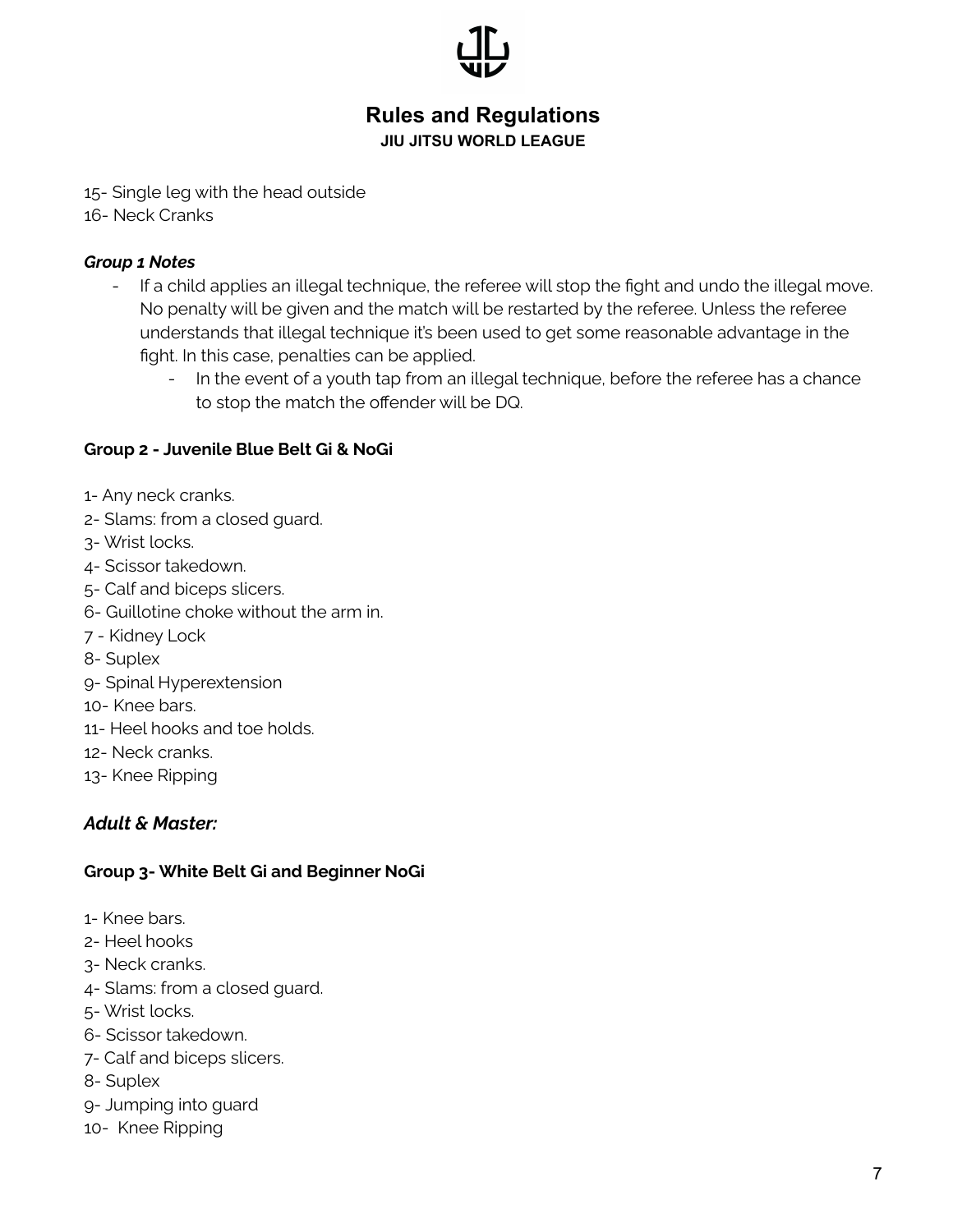15- Single leg with the head outside
16- Neck Cranks

***Group 1 Notes***

- If a child applies an illegal technique, the referee will stop the fight and undo the illegal move. No penalty will be given and the match will be restarted by the referee. Unless the referee understands that illegal technique it's been used to get some reasonable advantage in the fight. In this case, penalties can be applied.
    - In the event of a youth tap from an illegal technique, before the referee has a chance to stop the match the offender will be DQ.

**Group 2 - Juvenile Blue Belt Gi & NoGi**

1- Any neck cranks.
2- Slams: from a closed guard.
3- Wrist locks.
4- Scissor takedown.
5- Calf and biceps slicers.
6- Guillotine choke without the arm in.
7 - Kidney Lock
8- Suplex
9- Spinal Hyperextension
10- Knee bars.
11- Heel hooks and toe holds.
12- Neck cranks.
13- Knee Ripping

### ***Adult & Master:***

**Group 3- White Belt Gi and Beginner NoGi**

1- Knee bars.
2- Heel hooks
3- Neck cranks.
4- Slams: from a closed guard.
5- Wrist locks.
6- Scissor takedown.
7- Calf and biceps slicers.
8- Suplex
9- Jumping into guard
10- Knee Ripping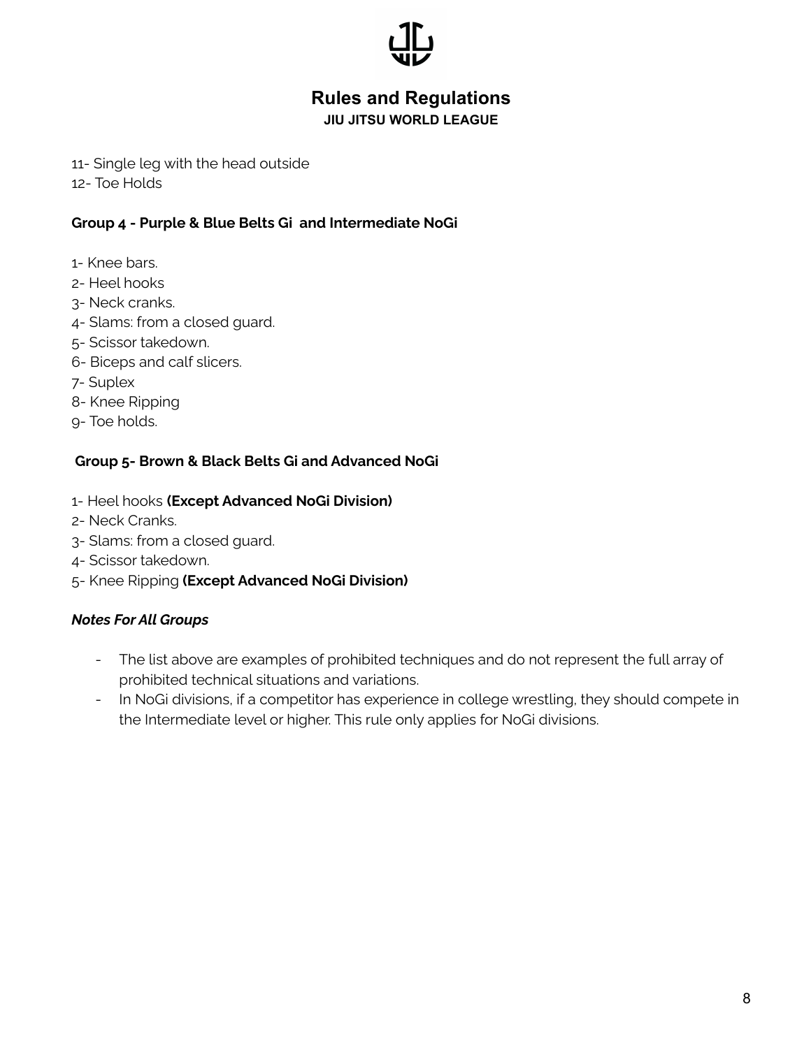11- Single leg with the head outside
12- Toe Holds

**Group 4 - Purple & Blue Belts Gi and Intermediate NoGi**

1- Knee bars.
2- Heel hooks
3- Neck cranks.
4- Slams: from a closed guard.
5- Scissor takedown.
6- Biceps and calf slicers.
7- Suplex
8- Knee Ripping
9- Toe holds.

**Group 5- Brown & Black Belts Gi and Advanced NoGi**

1- Heel hooks **(Except Advanced NoGi Division)**
2- Neck Cranks.
3- Slams: from a closed guard.
4- Scissor takedown.
5- Knee Ripping **(Except Advanced NoGi Division)**

***Notes For All Groups***

- The list above are examples of prohibited techniques and do not represent the full array of prohibited technical situations and variations.
- In NoGi divisions, if a competitor has experience in college wrestling, they should compete in the Intermediate level or higher. This rule only applies for NoGi divisions.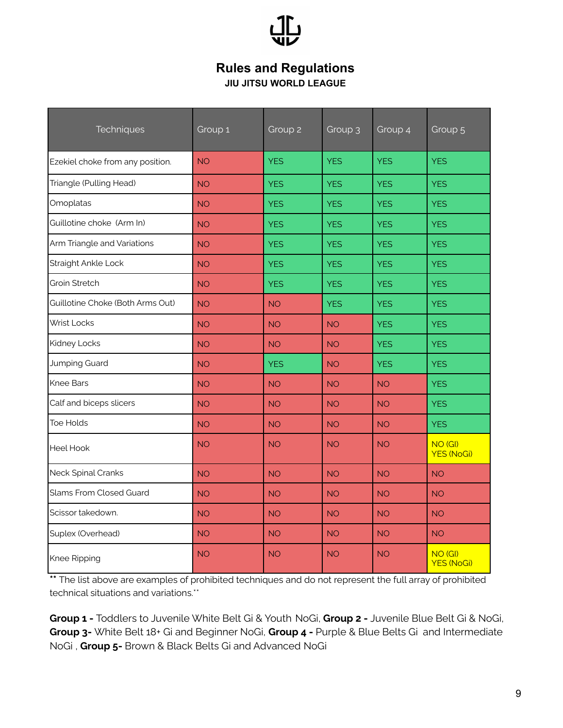# Rules and Regulations

**JIU JITSU WORLD LEAGUE**

| Techniques | Group 1 | Group 2 | Group 3 | Group 4 | Group 5 |
|---|---|---|---|---|---|
| Ezekiel choke from any position. | NO | YES | YES | YES | YES |
| Triangle (Pulling Head) | NO | YES | YES | YES | YES |
| Omoplatas | NO | YES | YES | YES | YES |
| Guillotine choke (Arm In) | NO | YES | YES | YES | YES |
| Arm Triangle and Variations | NO | YES | YES | YES | YES |
| Straight Ankle Lock | NO | YES | YES | YES | YES |
| Groin Stretch | NO | YES | YES | YES | YES |
| Guillotine Choke (Both Arms Out) | NO | NO | YES | YES | YES |
| Wrist Locks | NO | NO | NO | YES | YES |
| Kidney Locks | NO | NO | NO | YES | YES |
| Jumping Guard | NO | YES | NO | YES | YES |
| Knee Bars | NO | NO | NO | NO | YES |
| Calf and biceps slicers | NO | NO | NO | NO | YES |
| Toe Holds | NO | NO | NO | NO | YES |
| Heel Hook | NO | NO | NO | NO | NO (GI) YES (NoGi) |
| Neck Spinal Cranks | NO | NO | NO | NO | NO |
| Slams From Closed Guard | NO | NO | NO | NO | NO |
| Scissor takedown. | NO | NO | NO | NO | NO |
| Suplex (Overhead) | NO | NO | NO | NO | NO |
| Knee Ripping | NO | NO | NO | NO | NO (GI) YES (NoGi) |

** The list above are examples of prohibited techniques and do not represent the full array of prohibited technical situations and variations.**

**Group 1 -** Toddlers to Juvenile White Belt Gi & Youth NoGi, **Group 2 -** Juvenile Blue Belt Gi & NoGi, **Group 3-** White Belt 18+ Gi and Beginner NoGi, **Group 4 -** Purple & Blue Belts Gi and Intermediate NoGi , **Group 5-** Brown & Black Belts Gi and Advanced NoGi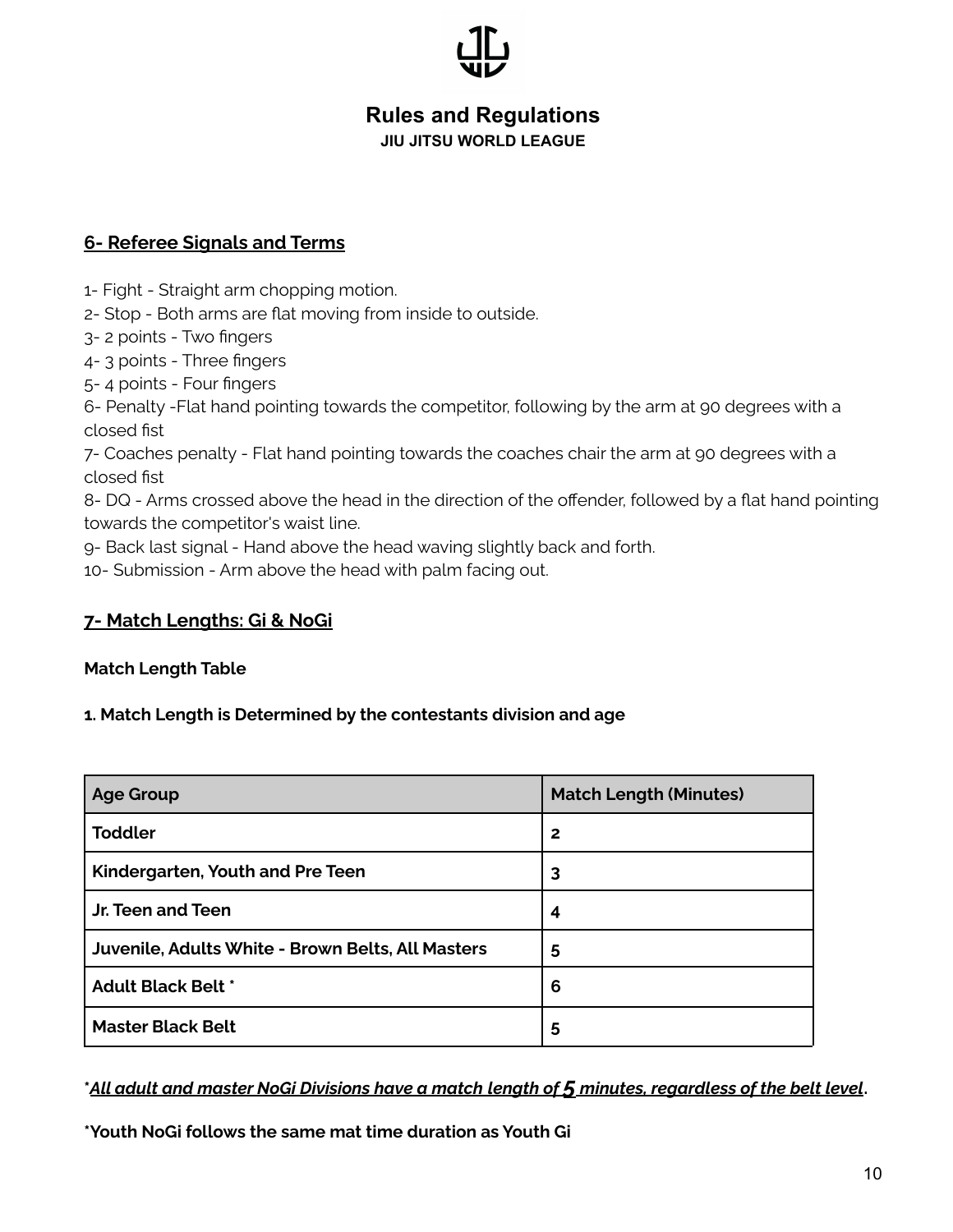## Rules and Regulations

**JIU JITSU WORLD LEAGUE**

### 6- Referee Signals and Terms

1- Fight - Straight arm chopping motion.
2- Stop - Both arms are flat moving from inside to outside.
3- 2 points - Two fingers
4- 3 points - Three fingers
5- 4 points - Four fingers
6- Penalty -Flat hand pointing towards the competitor, following by the arm at 90 degrees with a closed fist
7- Coaches penalty - Flat hand pointing towards the coaches chair the arm at 90 degrees with a closed fist
8- DQ - Arms crossed above the head in the direction of the offender, followed by a flat hand pointing towards the competitor's waist line.
9- Back last signal - Hand above the head waving slightly back and forth.
10- Submission - Arm above the head with palm facing out.

### 7- Match Lengths: Gi & NoGi

**Match Length Table**

**1. Match Length is Determined by the contestants division and age**

| Age Group | Match Length (Minutes) |
|---|---|
| **Toddler** | **2** |
| **Kindergarten, Youth and Pre Teen** | **3** |
| **Jr. Teen and Teen** | **4** |
| **Juvenile, Adults White - Brown Belts, All Masters** | **5** |
| **Adult Black Belt \*** | **6** |
| **Master Black Belt** | **5** |

**\****_All adult and master NoGi Divisions have a match length of 5 minutes, regardless of the belt level_**.**

**\*Youth NoGi follows the same mat time duration as Youth Gi**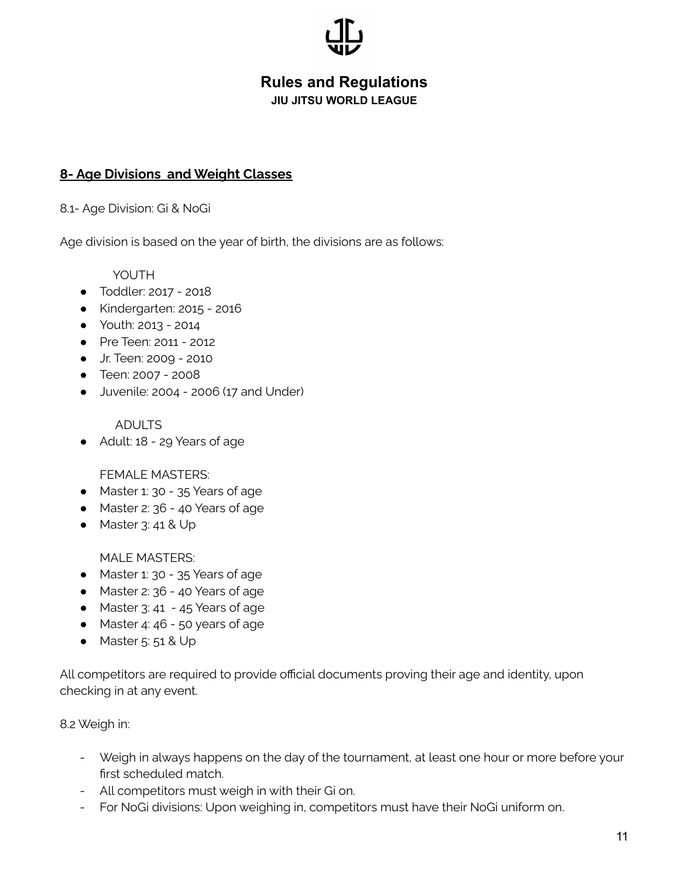## 8- Age Divisions and Weight Classes

8.1- Age Division: Gi & NoGi

Age division is based on the year of birth, the divisions are as follows:

YOUTH

- Toddler: 2017 - 2018
- Kindergarten: 2015 - 2016
- Youth: 2013 - 2014
- Pre Teen: 2011 - 2012
- Jr. Teen: 2009 - 2010
- Teen: 2007 - 2008
- Juvenile: 2004 - 2006 (17 and Under)

ADULTS

- Adult: 18 - 29 Years of age

FEMALE MASTERS:

- Master 1: 30 - 35 Years of age
- Master 2: 36 - 40 Years of age
- Master 3: 41 & Up

MALE MASTERS:

- Master 1: 30 - 35 Years of age
- Master 2: 36 - 40 Years of age
- Master 3: 41 - 45 Years of age
- Master 4: 46 - 50 years of age
- Master 5: 51 & Up

All competitors are required to provide official documents proving their age and identity, upon checking in at any event.

8.2 Weigh in:

- Weigh in always happens on the day of the tournament, at least one hour or more before your first scheduled match.
- All competitors must weigh in with their Gi on.
- For NoGi divisions: Upon weighing in, competitors must have their NoGi uniform on.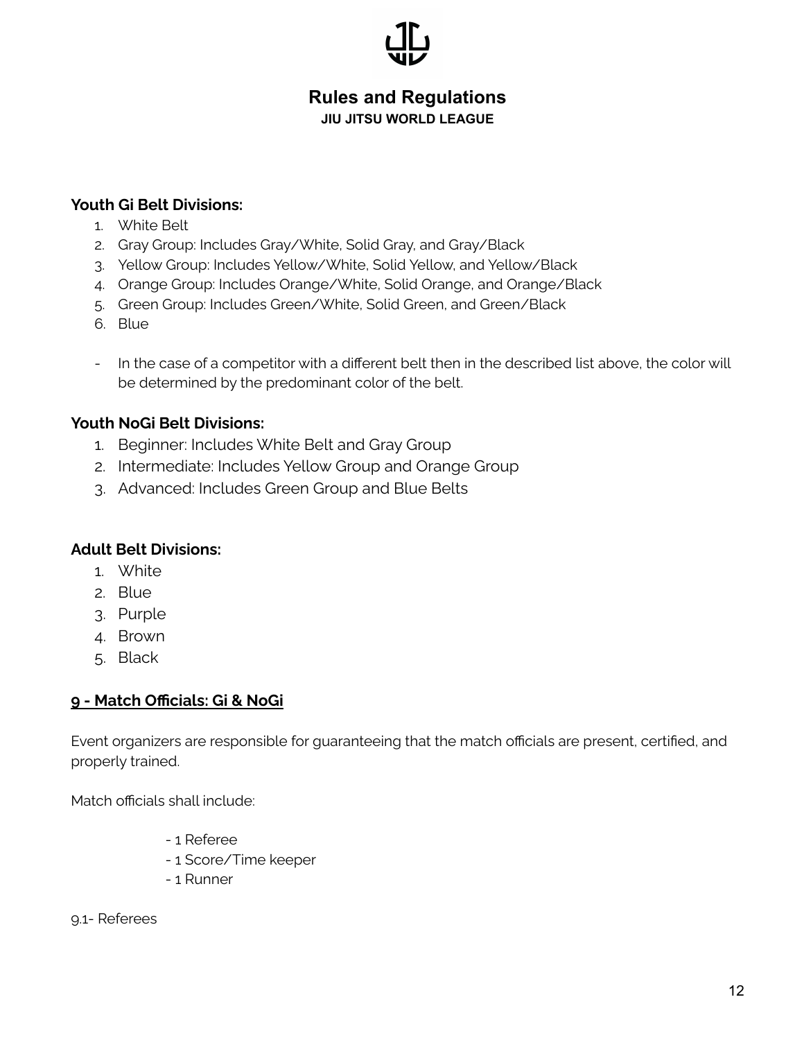**Youth Gi Belt Divisions:**

1. White Belt
2. Gray Group: Includes Gray/White, Solid Gray, and Gray/Black
3. Yellow Group: Includes Yellow/White, Solid Yellow, and Yellow/Black
4. Orange Group: Includes Orange/White, Solid Orange, and Orange/Black
5. Green Group: Includes Green/White, Solid Green, and Green/Black
6. Blue

- In the case of a competitor with a different belt then in the described list above, the color will be determined by the predominant color of the belt.

**Youth NoGi Belt Divisions:**

1. Beginner: Includes White Belt and Gray Group
2. Intermediate: Includes Yellow Group and Orange Group
3. Advanced: Includes Green Group and Blue Belts

**Adult Belt Divisions:**

1. White
2. Blue
3. Purple
4. Brown
5. Black

## 9 - Match Officials: Gi & NoGi

Event organizers are responsible for guaranteeing that the match officials are present, certified, and properly trained.

Match officials shall include:

- 1 Referee
- 1 Score/Time keeper
- 1 Runner

9.1- Referees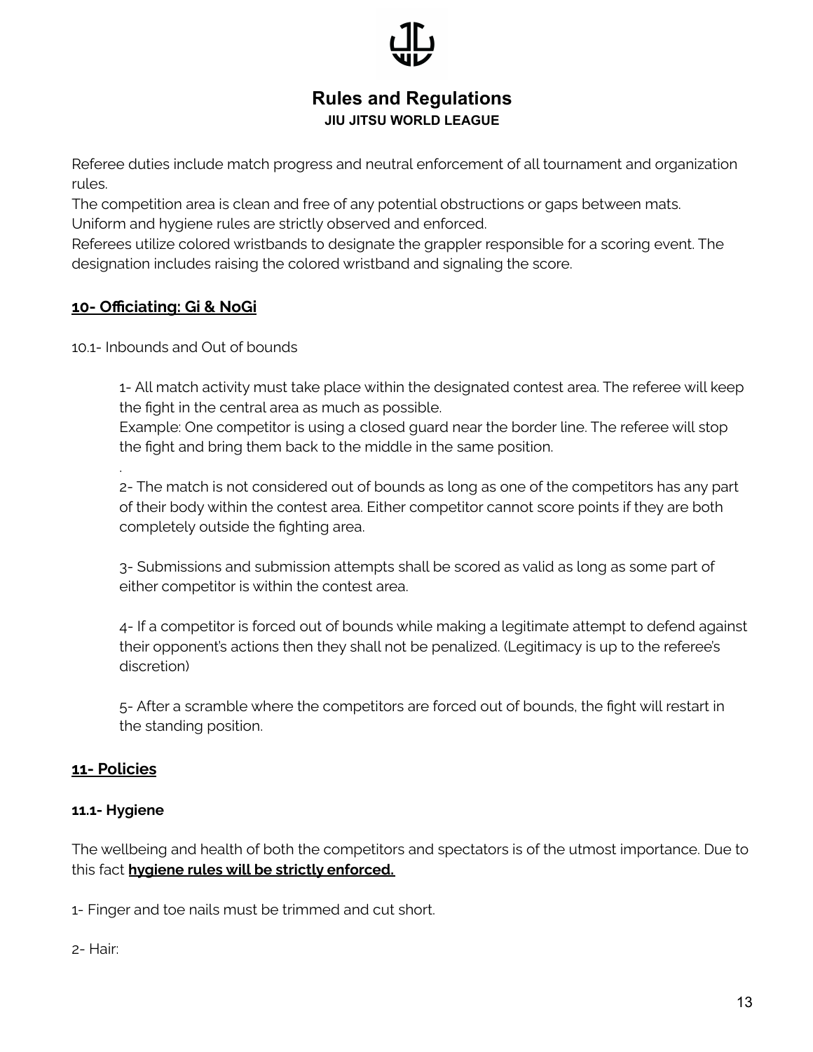Referee duties include match progress and neutral enforcement of all tournament and organization rules.

The competition area is clean and free of any potential obstructions or gaps between mats.

Uniform and hygiene rules are strictly observed and enforced.

Referees utilize colored wristbands to designate the grappler responsible for a scoring event. The designation includes raising the colored wristband and signaling the score.

## 10- Officiating: Gi & NoGi

10.1- Inbounds and Out of bounds

1- All match activity must take place within the designated contest area. The referee will keep the fight in the central area as much as possible.
Example: One competitor is using a closed guard near the border line. The referee will stop the fight and bring them back to the middle in the same position.
.

2- The match is not considered out of bounds as long as one of the competitors has any part of their body within the contest area. Either competitor cannot score points if they are both completely outside the fighting area.

3- Submissions and submission attempts shall be scored as valid as long as some part of either competitor is within the contest area.

4- If a competitor is forced out of bounds while making a legitimate attempt to defend against their opponent's actions then they shall not be penalized. (Legitimacy is up to the referee's discretion)

5- After a scramble where the competitors are forced out of bounds, the fight will restart in the standing position.

## 11- Policies

### 11.1- Hygiene

The wellbeing and health of both the competitors and spectators is of the utmost importance. Due to this fact **hygiene rules will be strictly enforced.**

1- Finger and toe nails must be trimmed and cut short.

2- Hair: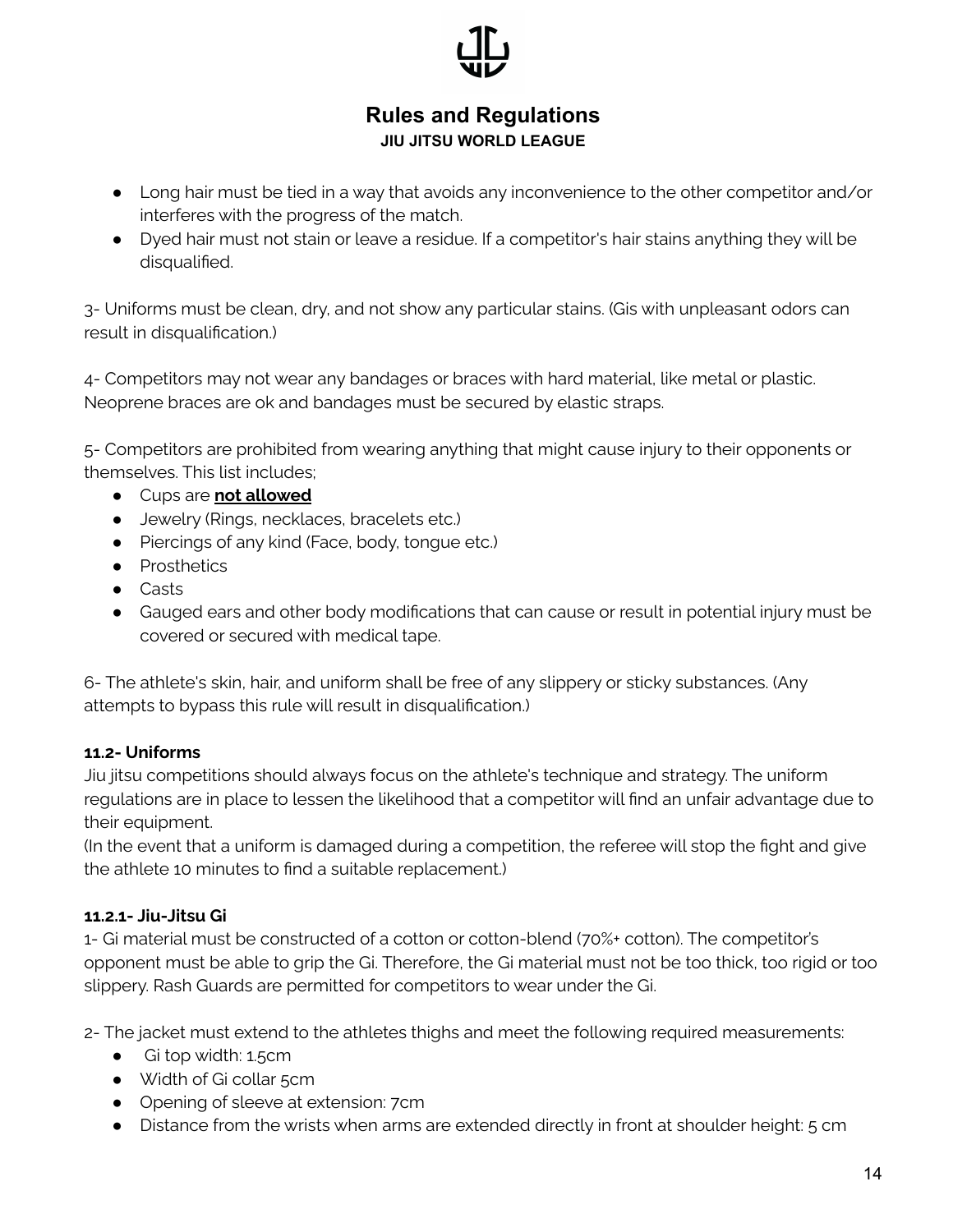- Long hair must be tied in a way that avoids any inconvenience to the other competitor and/or interferes with the progress of the match.
- Dyed hair must not stain or leave a residue. If a competitor's hair stains anything they will be disqualified.

3- Uniforms must be clean, dry, and not show any particular stains. (Gis with unpleasant odors can result in disqualification.)

4- Competitors may not wear any bandages or braces with hard material, like metal or plastic. Neoprene braces are ok and bandages must be secured by elastic straps.

5- Competitors are prohibited from wearing anything that might cause injury to their opponents or themselves. This list includes;

- Cups are **not allowed**
- Jewelry (Rings, necklaces, bracelets etc.)
- Piercings of any kind (Face, body, tongue etc.)
- Prosthetics
- Casts
- Gauged ears and other body modifications that can cause or result in potential injury must be covered or secured with medical tape.

6- The athlete's skin, hair, and uniform shall be free of any slippery or sticky substances. (Any attempts to bypass this rule will result in disqualification.)

### 11.2- Uniforms

Jiu jitsu competitions should always focus on the athlete's technique and strategy. The uniform regulations are in place to lessen the likelihood that a competitor will find an unfair advantage due to their equipment.

(In the event that a uniform is damaged during a competition, the referee will stop the fight and give the athlete 10 minutes to find a suitable replacement.)

#### 11.2.1- Jiu-Jitsu Gi

1- Gi material must be constructed of a cotton or cotton-blend (70%+ cotton). The competitor's opponent must be able to grip the Gi. Therefore, the Gi material must not be too thick, too rigid or too slippery. Rash Guards are permitted for competitors to wear under the Gi.

2- The jacket must extend to the athletes thighs and meet the following required measurements:

- Gi top width: 1.5cm
- Width of Gi collar 5cm
- Opening of sleeve at extension: 7cm
- Distance from the wrists when arms are extended directly in front at shoulder height: 5 cm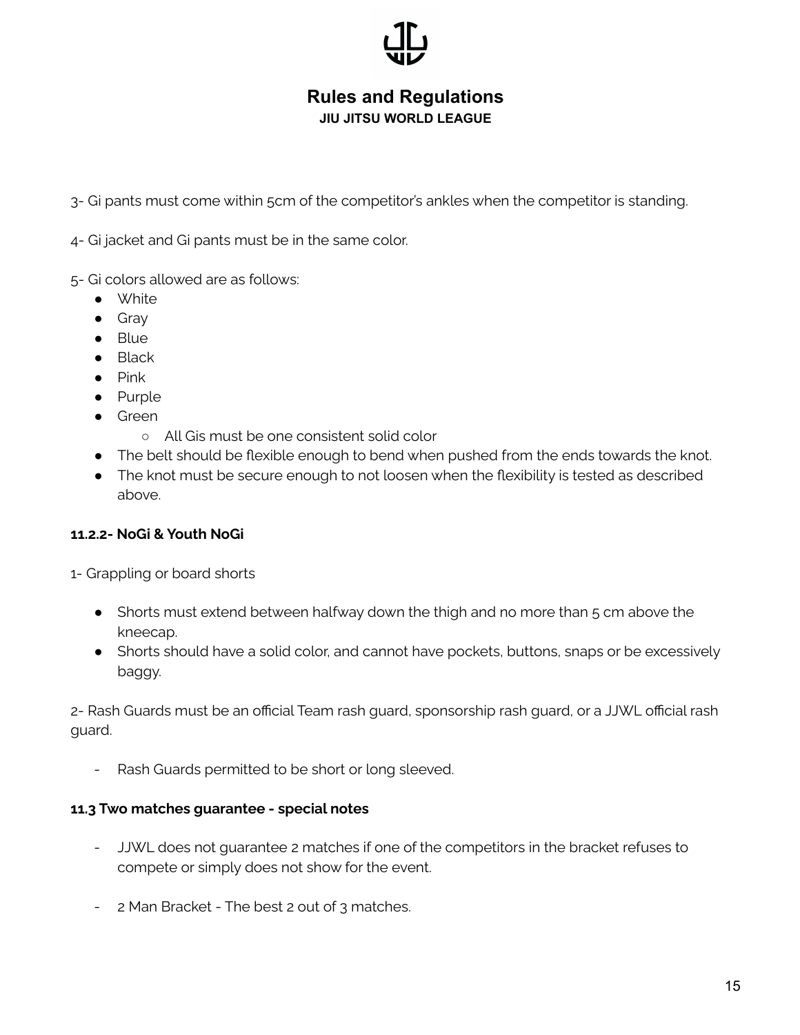3- Gi pants must come within 5cm of the competitor's ankles when the competitor is standing.

4- Gi jacket and Gi pants must be in the same color.

5- Gi colors allowed are as follows:

- White
- Gray
- Blue
- Black
- Pink
- Purple
- Green
  - All Gis must be one consistent solid color
- The belt should be flexible enough to bend when pushed from the ends towards the knot.
- The knot must be secure enough to not loosen when the flexibility is tested as described above.

**11.2.2- NoGi & Youth NoGi**

1- Grappling or board shorts

- Shorts must extend between halfway down the thigh and no more than 5 cm above the kneecap.
- Shorts should have a solid color, and cannot have pockets, buttons, snaps or be excessively baggy.

2- Rash Guards must be an official Team rash guard, sponsorship rash guard, or a JJWL official rash guard.

- Rash Guards permitted to be short or long sleeved.

**11.3 Two matches guarantee - special notes**

- JJWL does not guarantee 2 matches if one of the competitors in the bracket refuses to compete or simply does not show for the event.
- 2 Man Bracket - The best 2 out of 3 matches.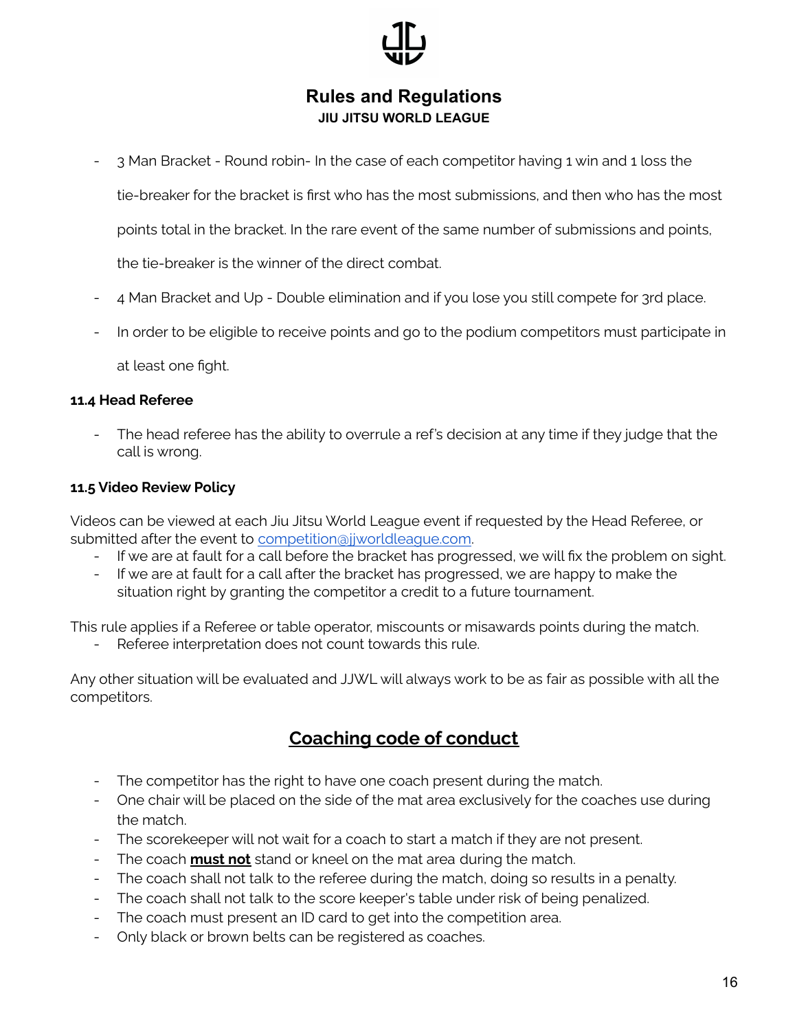- 3 Man Bracket - Round robin- In the case of each competitor having 1 win and 1 loss the tie-breaker for the bracket is first who has the most submissions, and then who has the most points total in the bracket. In the rare event of the same number of submissions and points, the tie-breaker is the winner of the direct combat.
- 4 Man Bracket and Up - Double elimination and if you lose you still compete for 3rd place.
- In order to be eligible to receive points and go to the podium competitors must participate in at least one fight.

#### 11.4 Head Referee

- The head referee has the ability to overrule a ref's decision at any time if they judge that the call is wrong.

#### 11.5 Video Review Policy

Videos can be viewed at each Jiu Jitsu World League event if requested by the Head Referee, or submitted after the event to [competition@jjworldleague.com](mailto:competition@jjworldleague.com).

- If we are at fault for a call before the bracket has progressed, we will fix the problem on sight.
- If we are at fault for a call after the bracket has progressed, we are happy to make the situation right by granting the competitor a credit to a future tournament.

This rule applies if a Referee or table operator, miscounts or misawards points during the match.

- Referee interpretation does not count towards this rule.

Any other situation will be evaluated and JJWL will always work to be as fair as possible with all the competitors.

## Coaching code of conduct

- The competitor has the right to have one coach present during the match.
- One chair will be placed on the side of the mat area exclusively for the coaches use during the match.
- The scorekeeper will not wait for a coach to start a match if they are not present.
- The coach **must not** stand or kneel on the mat area during the match.
- The coach shall not talk to the referee during the match, doing so results in a penalty.
- The coach shall not talk to the score keeper's table under risk of being penalized.
- The coach must present an ID card to get into the competition area.
- Only black or brown belts can be registered as coaches.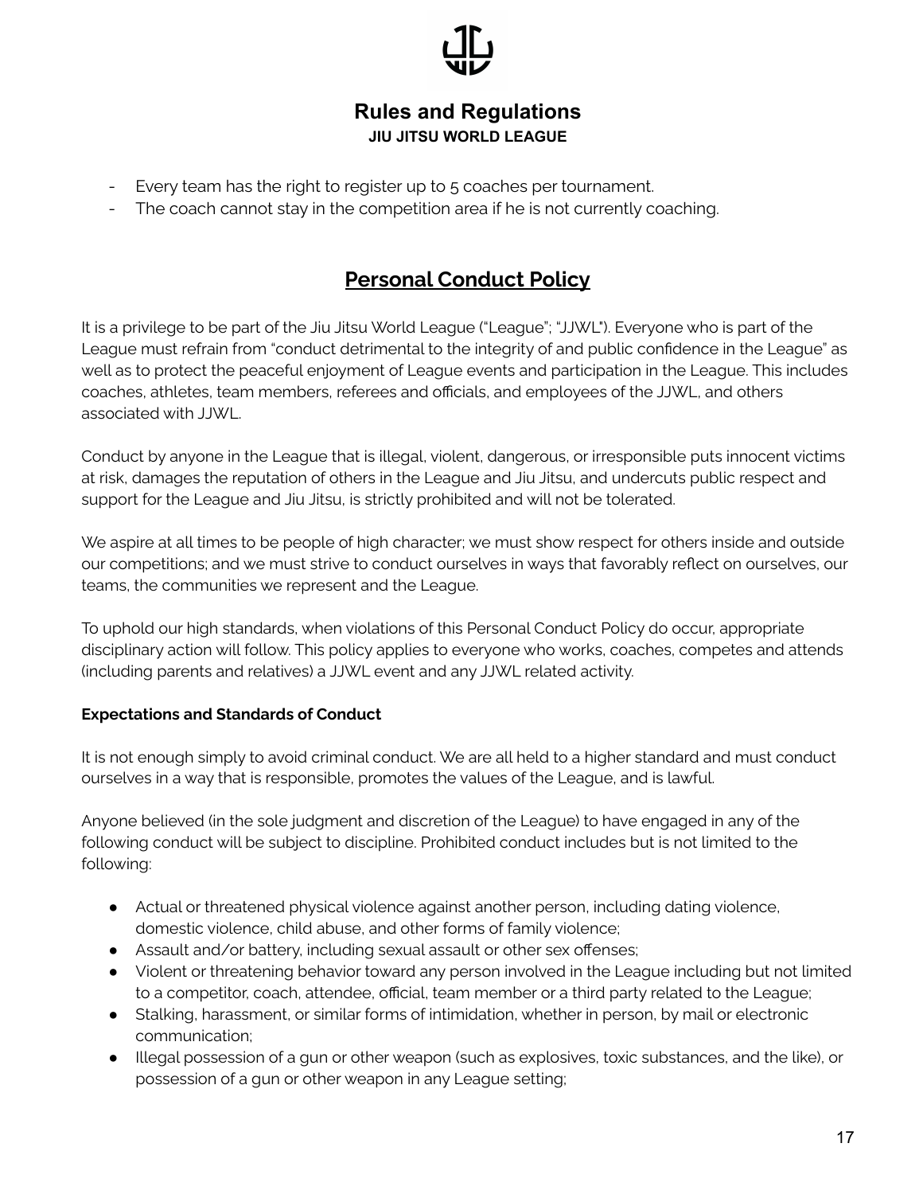- Every team has the right to register up to 5 coaches per tournament.
- The coach cannot stay in the competition area if he is not currently coaching.

## Personal Conduct Policy

It is a privilege to be part of the Jiu Jitsu World League ("League"; "JJWL"). Everyone who is part of the League must refrain from "conduct detrimental to the integrity of and public confidence in the League" as well as to protect the peaceful enjoyment of League events and participation in the League. This includes coaches, athletes, team members, referees and officials, and employees of the JJWL, and others associated with JJWL.

Conduct by anyone in the League that is illegal, violent, dangerous, or irresponsible puts innocent victims at risk, damages the reputation of others in the League and Jiu Jitsu, and undercuts public respect and support for the League and Jiu Jitsu, is strictly prohibited and will not be tolerated.

We aspire at all times to be people of high character; we must show respect for others inside and outside our competitions; and we must strive to conduct ourselves in ways that favorably reflect on ourselves, our teams, the communities we represent and the League.

To uphold our high standards, when violations of this Personal Conduct Policy do occur, appropriate disciplinary action will follow. This policy applies to everyone who works, coaches, competes and attends (including parents and relatives) a JJWL event and any JJWL related activity.

**Expectations and Standards of Conduct**

It is not enough simply to avoid criminal conduct. We are all held to a higher standard and must conduct ourselves in a way that is responsible, promotes the values of the League, and is lawful.

Anyone believed (in the sole judgment and discretion of the League) to have engaged in any of the following conduct will be subject to discipline. Prohibited conduct includes but is not limited to the following:

- Actual or threatened physical violence against another person, including dating violence, domestic violence, child abuse, and other forms of family violence;
- Assault and/or battery, including sexual assault or other sex offenses;
- Violent or threatening behavior toward any person involved in the League including but not limited to a competitor, coach, attendee, official, team member or a third party related to the League;
- Stalking, harassment, or similar forms of intimidation, whether in person, by mail or electronic communication;
- Illegal possession of a gun or other weapon (such as explosives, toxic substances, and the like), or possession of a gun or other weapon in any League setting;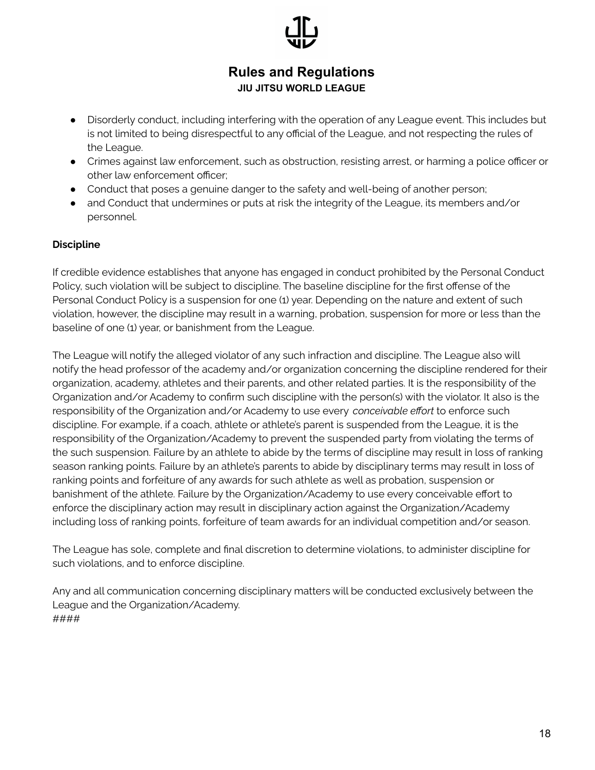- Disorderly conduct, including interfering with the operation of any League event. This includes but is not limited to being disrespectful to any official of the League, and not respecting the rules of the League.
- Crimes against law enforcement, such as obstruction, resisting arrest, or harming a police officer or other law enforcement officer;
- Conduct that poses a genuine danger to the safety and well-being of another person;
- and Conduct that undermines or puts at risk the integrity of the League, its members and/or personnel.

**Discipline**

If credible evidence establishes that anyone has engaged in conduct prohibited by the Personal Conduct Policy, such violation will be subject to discipline. The baseline discipline for the first offense of the Personal Conduct Policy is a suspension for one (1) year. Depending on the nature and extent of such violation, however, the discipline may result in a warning, probation, suspension for more or less than the baseline of one (1) year, or banishment from the League.

The League will notify the alleged violator of any such infraction and discipline. The League also will notify the head professor of the academy and/or organization concerning the discipline rendered for their organization, academy, athletes and their parents, and other related parties. It is the responsibility of the Organization and/or Academy to confirm such discipline with the person(s) with the violator. It also is the responsibility of the Organization and/or Academy to use every *conceivable effort* to enforce such discipline. For example, if a coach, athlete or athlete's parent is suspended from the League, it is the responsibility of the Organization/Academy to prevent the suspended party from violating the terms of the such suspension. Failure by an athlete to abide by the terms of discipline may result in loss of ranking season ranking points. Failure by an athlete's parents to abide by disciplinary terms may result in loss of ranking points and forfeiture of any awards for such athlete as well as probation, suspension or banishment of the athlete. Failure by the Organization/Academy to use every conceivable effort to enforce the disciplinary action may result in disciplinary action against the Organization/Academy including loss of ranking points, forfeiture of team awards for an individual competition and/or season.

The League has sole, complete and final discretion to determine violations, to administer discipline for such violations, and to enforce discipline.

Any and all communication concerning disciplinary matters will be conducted exclusively between the League and the Organization/Academy.
####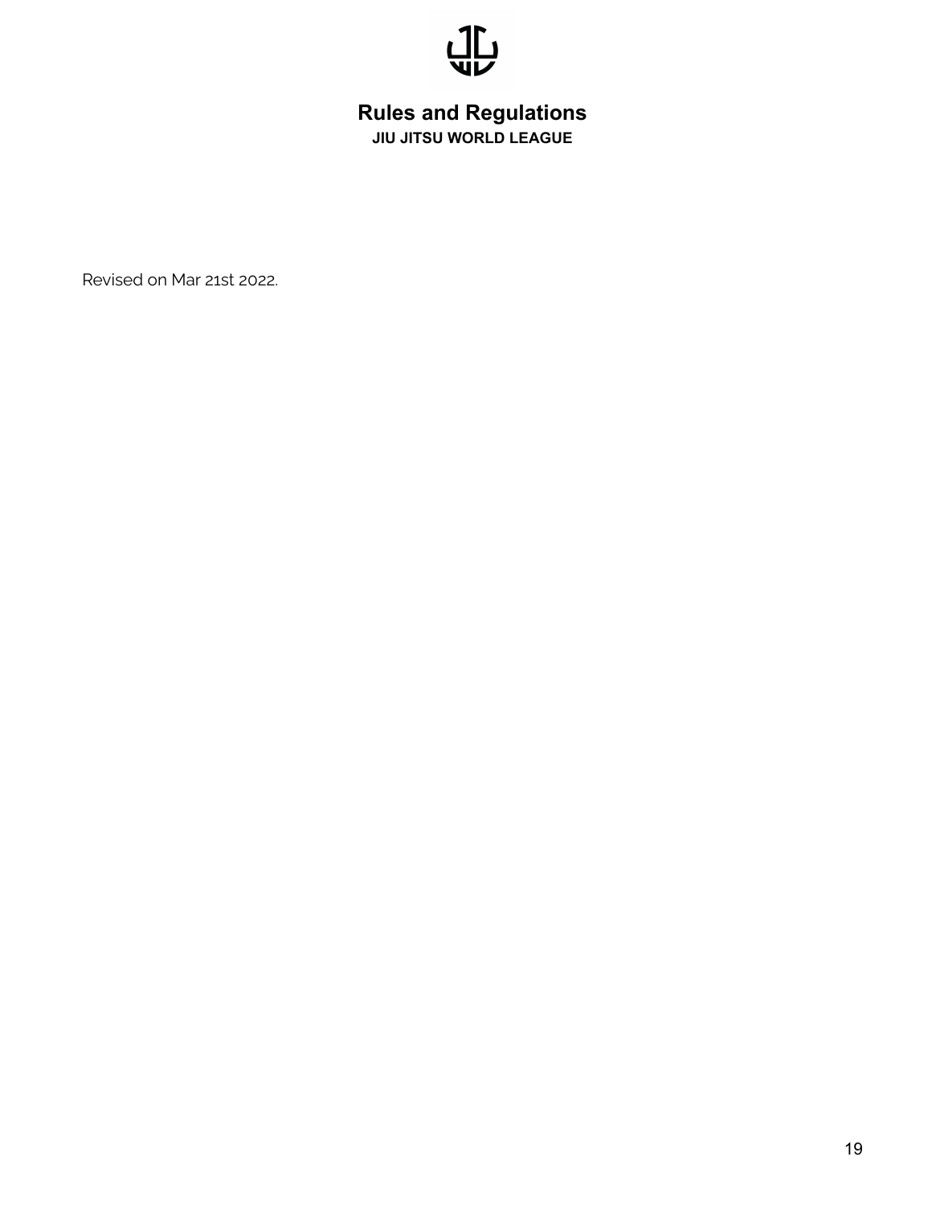Revised on Mar 21st 2022.